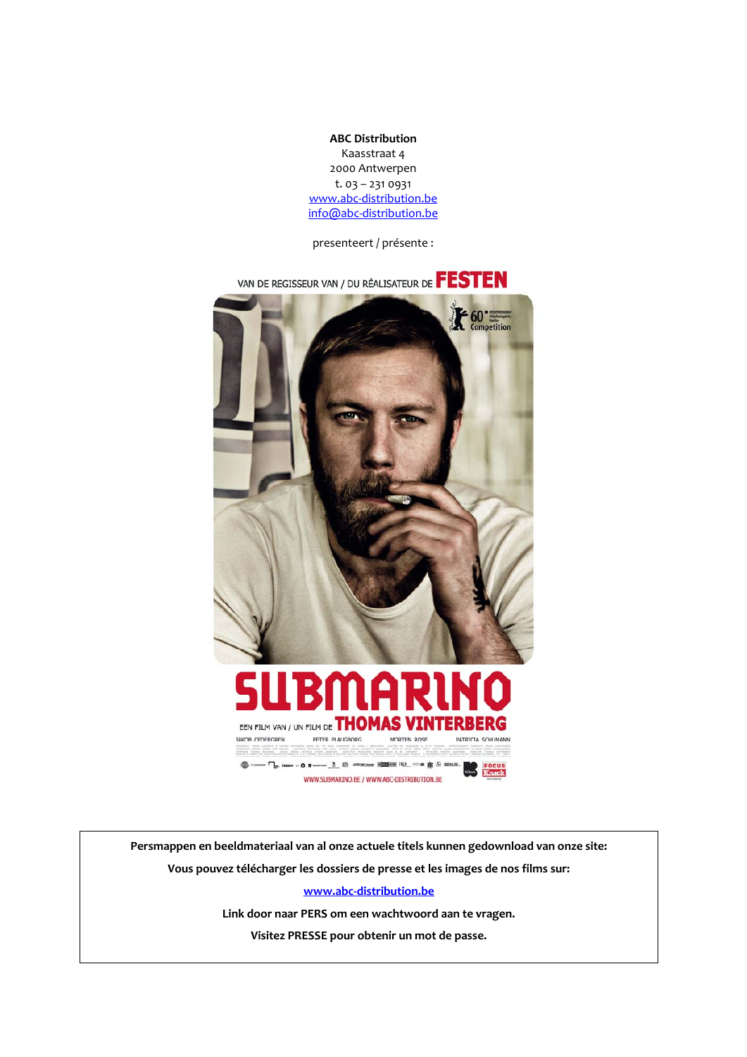**ABC Distribution**
Kaasstraat 4
2000 Antwerpen
t. 03 – 231 0931
www.abc-distribution.be
info@abc-distribution.be

presenteert / présente :

VAN DE REGISSEUR VAN / DU RÉALISATEUR DE FESTEN

SUBMARINO

EEN FILM VAN / UN FILM DE THOMAS VINTERBERG

JAKOB CEDERGREN PETER PLAUGBORG MORTEN ROSE PATRICIA SCHUMANN

WWW.SUBMARINO.BE / WWW.ABC-DISTRIBUTION.BE

**Persmappen en beeldmateriaal van al onze actuele titels kunnen gedownload van onze site:**

**Vous pouvez télécharger les dossiers de presse et les images de nos films sur:**

**www.abc-distribution.be**

**Link door naar PERS om een wachtwoord aan te vragen.**

**Visitez PRESSE pour obtenir un mot de passe.**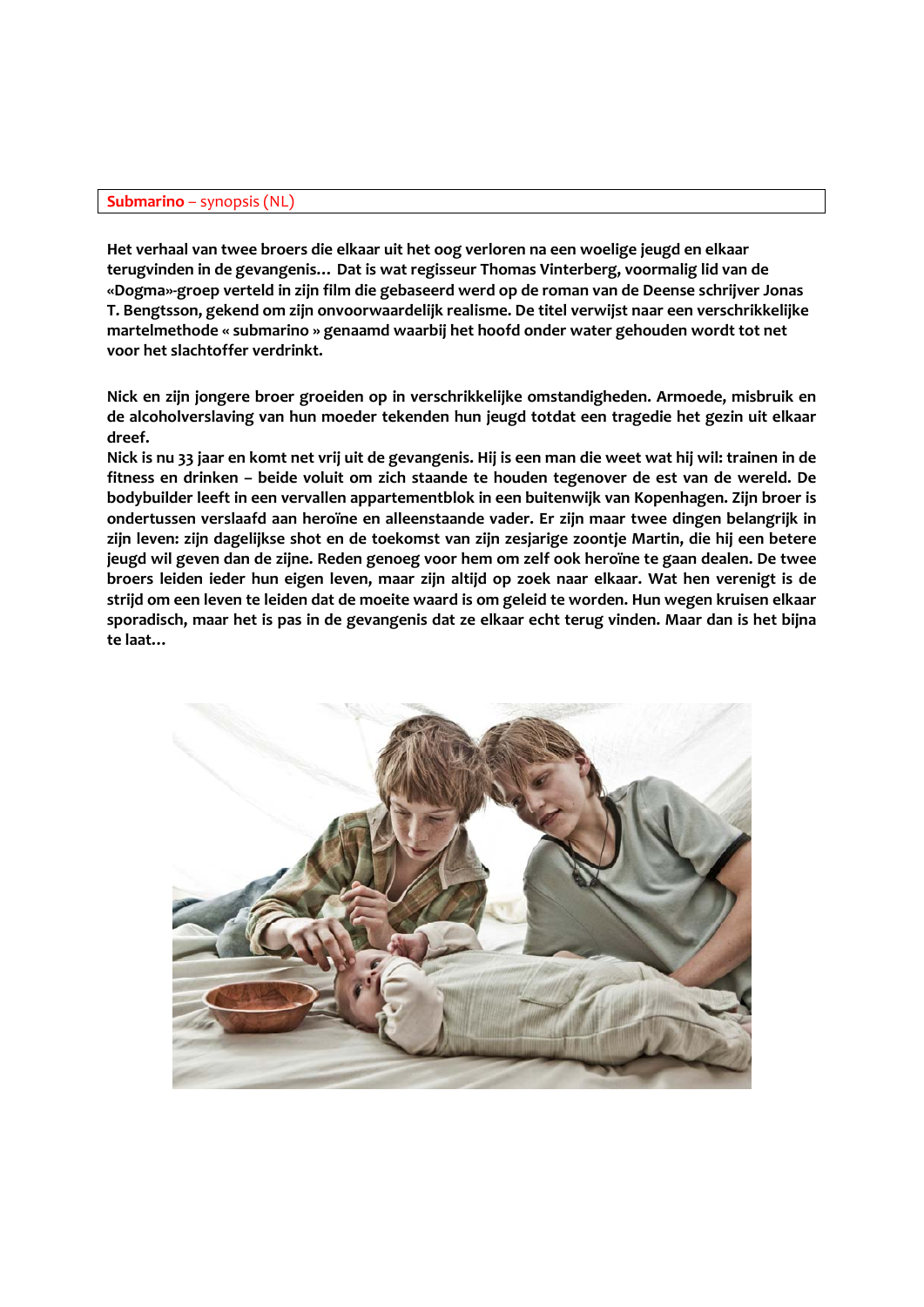**Submarino** – synopsis (NL)

**Het verhaal van twee broers die elkaar uit het oog verloren na een woelige jeugd en elkaar terugvinden in de gevangenis… Dat is wat regisseur Thomas Vinterberg, voormalig lid van de «Dogma»-groep verteld in zijn film die gebaseerd werd op de roman van de Deense schrijver Jonas T. Bengtsson, gekend om zijn onvoorwaardelijk realisme. De titel verwijst naar een verschrikkelijke martelmethode « submarino » genaamd waarbij het hoofd onder water gehouden wordt tot net voor het slachtoffer verdrinkt.**

**Nick en zijn jongere broer groeiden op in verschrikkelijke omstandigheden. Armoede, misbruik en de alcoholverslaving van hun moeder tekenden hun jeugd totdat een tragedie het gezin uit elkaar dreef.**

**Nick is nu 33 jaar en komt net vrij uit de gevangenis. Hij is een man die weet wat hij wil: trainen in de fitness en drinken – beide voluit om zich staande te houden tegenover de est van de wereld. De bodybuilder leeft in een vervallen appartementblok in een buitenwijk van Kopenhagen. Zijn broer is ondertussen verslaafd aan heroïne en alleenstaande vader. Er zijn maar twee dingen belangrijk in zijn leven: zijn dagelijkse shot en de toekomst van zijn zesjarige zoontje Martin, die hij een betere jeugd wil geven dan de zijne. Reden genoeg voor hem om zelf ook heroïne te gaan dealen. De twee broers leiden ieder hun eigen leven, maar zijn altijd op zoek naar elkaar. Wat hen verenigt is de strijd om een leven te leiden dat de moeite waard is om geleid te worden. Hun wegen kruisen elkaar sporadisch, maar het is pas in de gevangenis dat ze elkaar echt terug vinden. Maar dan is het bijna te laat…**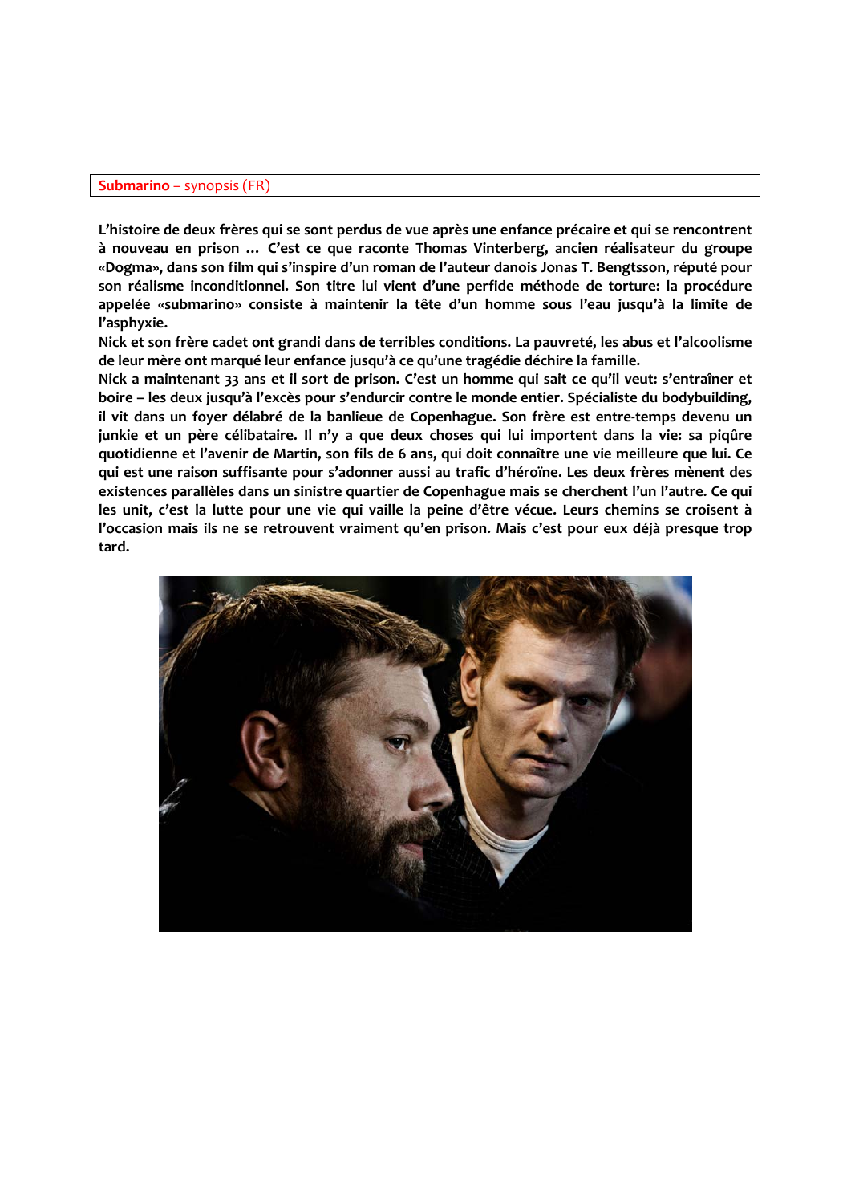**Submarino** – synopsis (FR)

**L'histoire de deux frères qui se sont perdus de vue après une enfance précaire et qui se rencontrent à nouveau en prison … C'est ce que raconte Thomas Vinterberg, ancien réalisateur du groupe «Dogma», dans son film qui s'inspire d'un roman de l'auteur danois Jonas T. Bengtsson, réputé pour son réalisme inconditionnel. Son titre lui vient d'une perfide méthode de torture: la procédure appelée «submarino» consiste à maintenir la tête d'un homme sous l'eau jusqu'à la limite de l'asphyxie.**

**Nick et son frère cadet ont grandi dans de terribles conditions. La pauvreté, les abus et l'alcoolisme de leur mère ont marqué leur enfance jusqu'à ce qu'une tragédie déchire la famille.**

**Nick a maintenant 33 ans et il sort de prison. C'est un homme qui sait ce qu'il veut: s'entraîner et boire – les deux jusqu'à l'excès pour s'endurcir contre le monde entier. Spécialiste du bodybuilding, il vit dans un foyer délabré de la banlieue de Copenhague. Son frère est entre-temps devenu un junkie et un père célibataire. Il n'y a que deux choses qui lui importent dans la vie: sa piqûre quotidienne et l'avenir de Martin, son fils de 6 ans, qui doit connaître une vie meilleure que lui. Ce qui est une raison suffisante pour s'adonner aussi au trafic d'héroïne. Les deux frères mènent des existences parallèles dans un sinistre quartier de Copenhague mais se cherchent l'un l'autre. Ce qui les unit, c'est la lutte pour une vie qui vaille la peine d'être vécue. Leurs chemins se croisent à l'occasion mais ils ne se retrouvent vraiment qu'en prison. Mais c'est pour eux déjà presque trop tard.**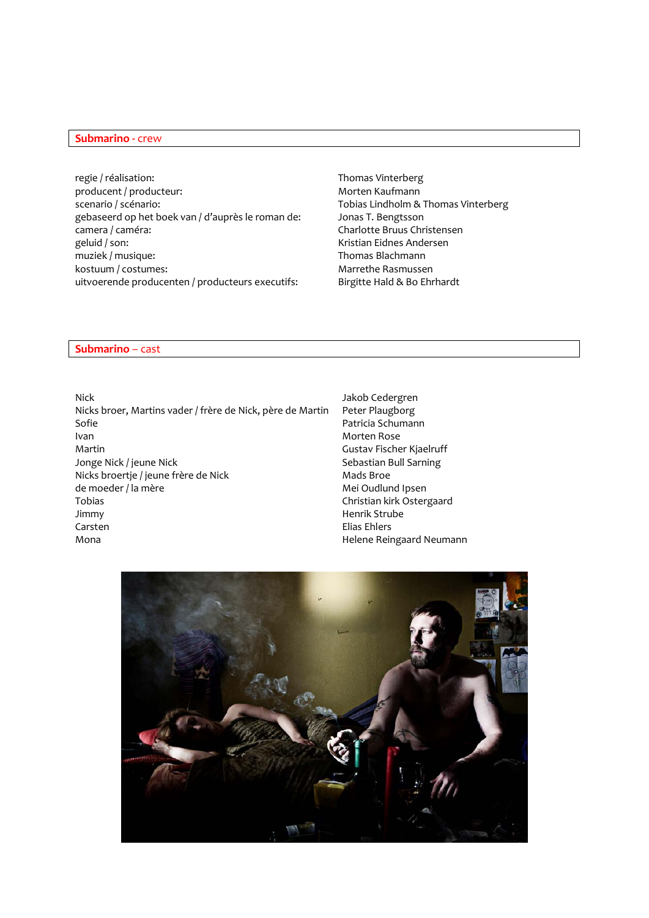## Submarino - crew

| | |
|---|---|
| regie / réalisation: | Thomas Vinterberg |
| producent / producteur: | Morten Kaufmann |
| scenario / scénario: | Tobias Lindholm & Thomas Vinterberg |
| gebaseerd op het boek van / d'après le roman de: | Jonas T. Bengtsson |
| camera / caméra: | Charlotte Bruus Christensen |
| geluid / son: | Kristian Eidnes Andersen |
| muziek / musique: | Thomas Blachmann |
| kostuum / costumes: | Marrethe Rasmussen |
| uitvoerende producenten / producteurs executifs: | Birgitte Hald & Bo Ehrhardt |

## Submarino – cast

| | |
|---|---|
| Nick | Jakob Cedergren |
| Nicks broer, Martins vader / frère de Nick, père de Martin | Peter Plaugborg |
| Sofie | Patricia Schumann |
| Ivan | Morten Rose |
| Martin | Gustav Fischer Kjaelruff |
| Jonge Nick / jeune Nick | Sebastian Bull Sarning |
| Nicks broertje / jeune frère de Nick | Mads Broe |
| de moeder / la mère | Mei Oudlund Ipsen |
| Tobias | Christian kirk Ostergaard |
| Jimmy | Henrik Strube |
| Carsten | Elias Ehlers |
| Mona | Helene Reingaard Neumann |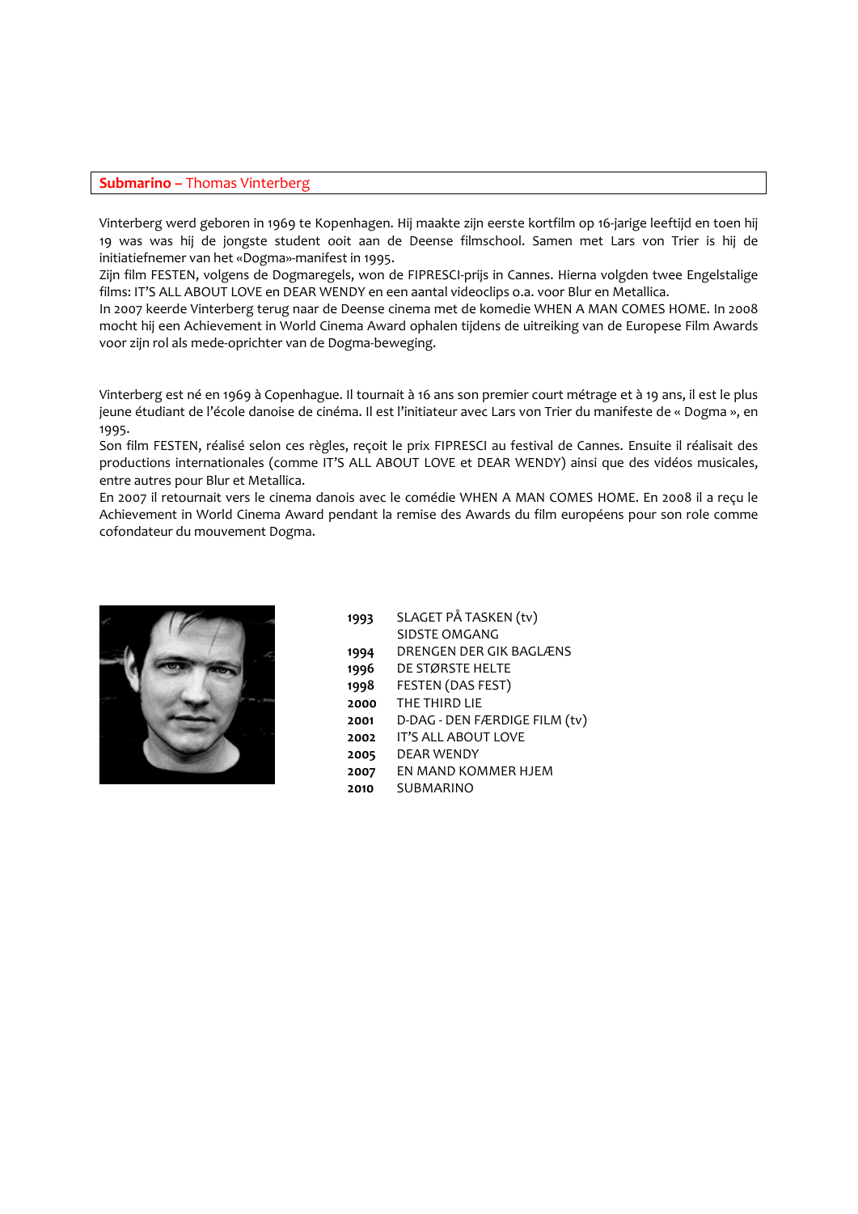**Submarino – Thomas Vinterberg**

Vinterberg werd geboren in 1969 te Kopenhagen. Hij maakte zijn eerste kortfilm op 16-jarige leeftijd en toen hij 19 was was hij de jongste student ooit aan de Deense filmschool. Samen met Lars von Trier is hij de initiatiefnemer van het «Dogma»-manifest in 1995.
Zijn film FESTEN, volgens de Dogmaregels, won de FIPRESCI-prijs in Cannes. Hierna volgden twee Engelstalige films: IT'S ALL ABOUT LOVE en DEAR WENDY en een aantal videoclips o.a. voor Blur en Metallica.
In 2007 keerde Vinterberg terug naar de Deense cinema met de komedie WHEN A MAN COMES HOME. In 2008 mocht hij een Achievement in World Cinema Award ophalen tijdens de uitreiking van de Europese Film Awards voor zijn rol als mede-oprichter van de Dogma-beweging.

Vinterberg est né en 1969 à Copenhague. Il tournait à 16 ans son premier court métrage et à 19 ans, il est le plus jeune étudiant de l'école danoise de cinéma. Il est l'initiateur avec Lars von Trier du manifeste de « Dogma », en 1995.
Son film FESTEN, réalisé selon ces règles, reçoit le prix FIPRESCI au festival de Cannes. Ensuite il réalisait des productions internationales (comme IT'S ALL ABOUT LOVE et DEAR WENDY) ainsi que des vidéos musicales, entre autres pour Blur et Metallica.
En 2007 il retournait vers le cinema danois avec le comédie WHEN A MAN COMES HOME. En 2008 il a reçu le Achievement in World Cinema Award pendant la remise des Awards du film européens pour son role comme cofondateur du mouvement Dogma.

| | |
|---|---|
| **1993** | SLAGET PÅ TASKEN (tv) |
| | SIDSTE OMGANG |
| **1994** | DRENGEN DER GIK BAGLÆNS |
| **1996** | DE STØRSTE HELTE |
| **1998** | FESTEN (DAS FEST) |
| **2000** | THE THIRD LIE |
| **2001** | D-DAG - DEN FÆRDIGE FILM (tv) |
| **2002** | IT'S ALL ABOUT LOVE |
| **2005** | DEAR WENDY |
| **2007** | EN MAND KOMMER HJEM |
| **2010** | SUBMARINO |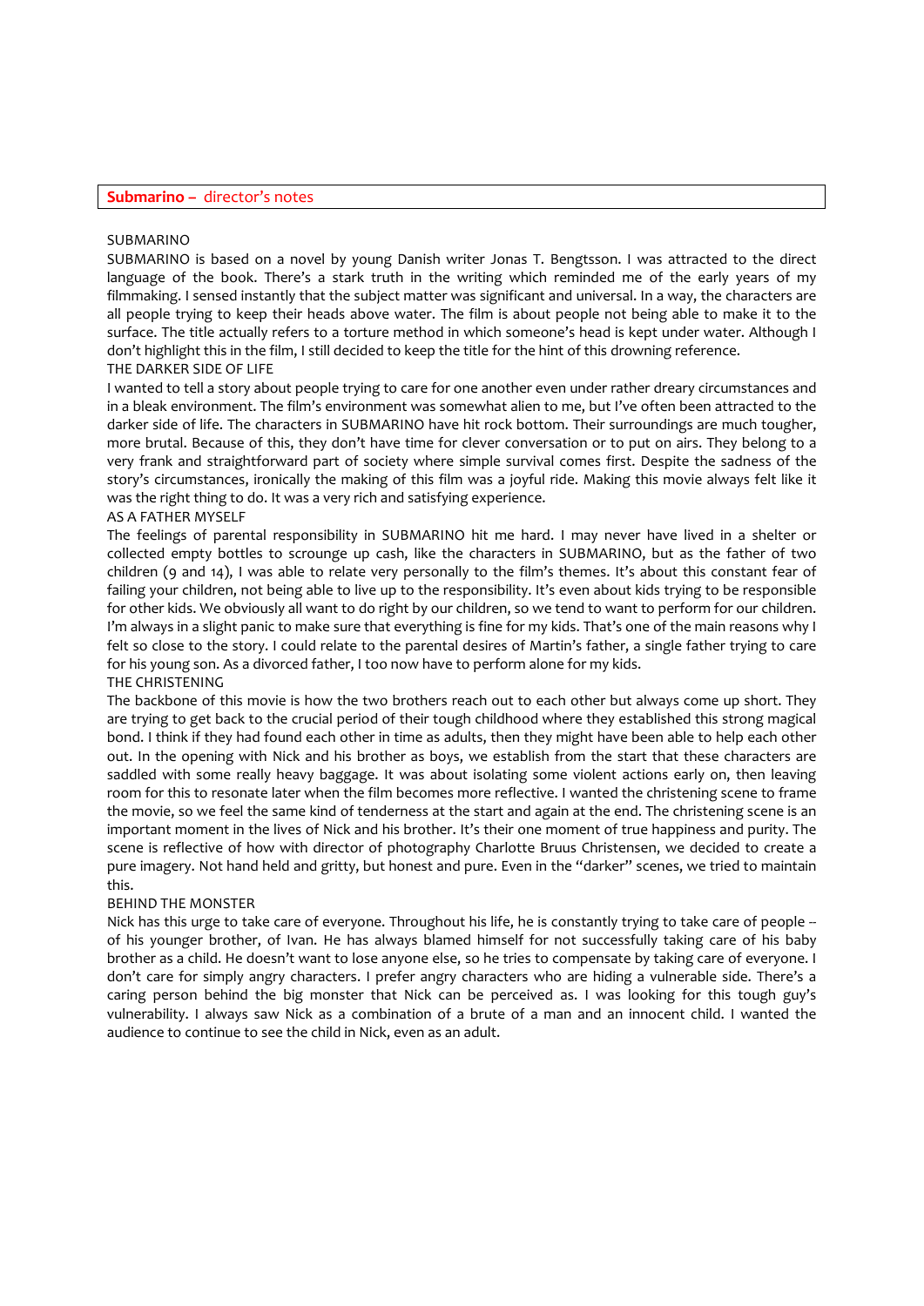**Submarino –** director's notes

## SUBMARINO

SUBMARINO is based on a novel by young Danish writer Jonas T. Bengtsson. I was attracted to the direct language of the book. There's a stark truth in the writing which reminded me of the early years of my filmmaking. I sensed instantly that the subject matter was significant and universal. In a way, the characters are all people trying to keep their heads above water. The film is about people not being able to make it to the surface. The title actually refers to a torture method in which someone's head is kept under water. Although I don't highlight this in the film, I still decided to keep the title for the hint of this drowning reference.

## THE DARKER SIDE OF LIFE

I wanted to tell a story about people trying to care for one another even under rather dreary circumstances and in a bleak environment. The film's environment was somewhat alien to me, but I've often been attracted to the darker side of life. The characters in SUBMARINO have hit rock bottom. Their surroundings are much tougher, more brutal. Because of this, they don't have time for clever conversation or to put on airs. They belong to a very frank and straightforward part of society where simple survival comes first. Despite the sadness of the story's circumstances, ironically the making of this film was a joyful ride. Making this movie always felt like it was the right thing to do. It was a very rich and satisfying experience.

## AS A FATHER MYSELF

The feelings of parental responsibility in SUBMARINO hit me hard. I may never have lived in a shelter or collected empty bottles to scrounge up cash, like the characters in SUBMARINO, but as the father of two children (9 and 14), I was able to relate very personally to the film's themes. It's about this constant fear of failing your children, not being able to live up to the responsibility. It's even about kids trying to be responsible for other kids. We obviously all want to do right by our children, so we tend to want to perform for our children. I'm always in a slight panic to make sure that everything is fine for my kids. That's one of the main reasons why I felt so close to the story. I could relate to the parental desires of Martin's father, a single father trying to care for his young son. As a divorced father, I too now have to perform alone for my kids.

## THE CHRISTENING

The backbone of this movie is how the two brothers reach out to each other but always come up short. They are trying to get back to the crucial period of their tough childhood where they established this strong magical bond. I think if they had found each other in time as adults, then they might have been able to help each other out. In the opening with Nick and his brother as boys, we establish from the start that these characters are saddled with some really heavy baggage. It was about isolating some violent actions early on, then leaving room for this to resonate later when the film becomes more reflective. I wanted the christening scene to frame the movie, so we feel the same kind of tenderness at the start and again at the end. The christening scene is an important moment in the lives of Nick and his brother. It's their one moment of true happiness and purity. The scene is reflective of how with director of photography Charlotte Bruus Christensen, we decided to create a pure imagery. Not hand held and gritty, but honest and pure. Even in the "darker" scenes, we tried to maintain this.

## BEHIND THE MONSTER

Nick has this urge to take care of everyone. Throughout his life, he is constantly trying to take care of people -- of his younger brother, of Ivan. He has always blamed himself for not successfully taking care of his baby brother as a child. He doesn't want to lose anyone else, so he tries to compensate by taking care of everyone. I don't care for simply angry characters. I prefer angry characters who are hiding a vulnerable side. There's a caring person behind the big monster that Nick can be perceived as. I was looking for this tough guy's vulnerability. I always saw Nick as a combination of a brute of a man and an innocent child. I wanted the audience to continue to see the child in Nick, even as an adult.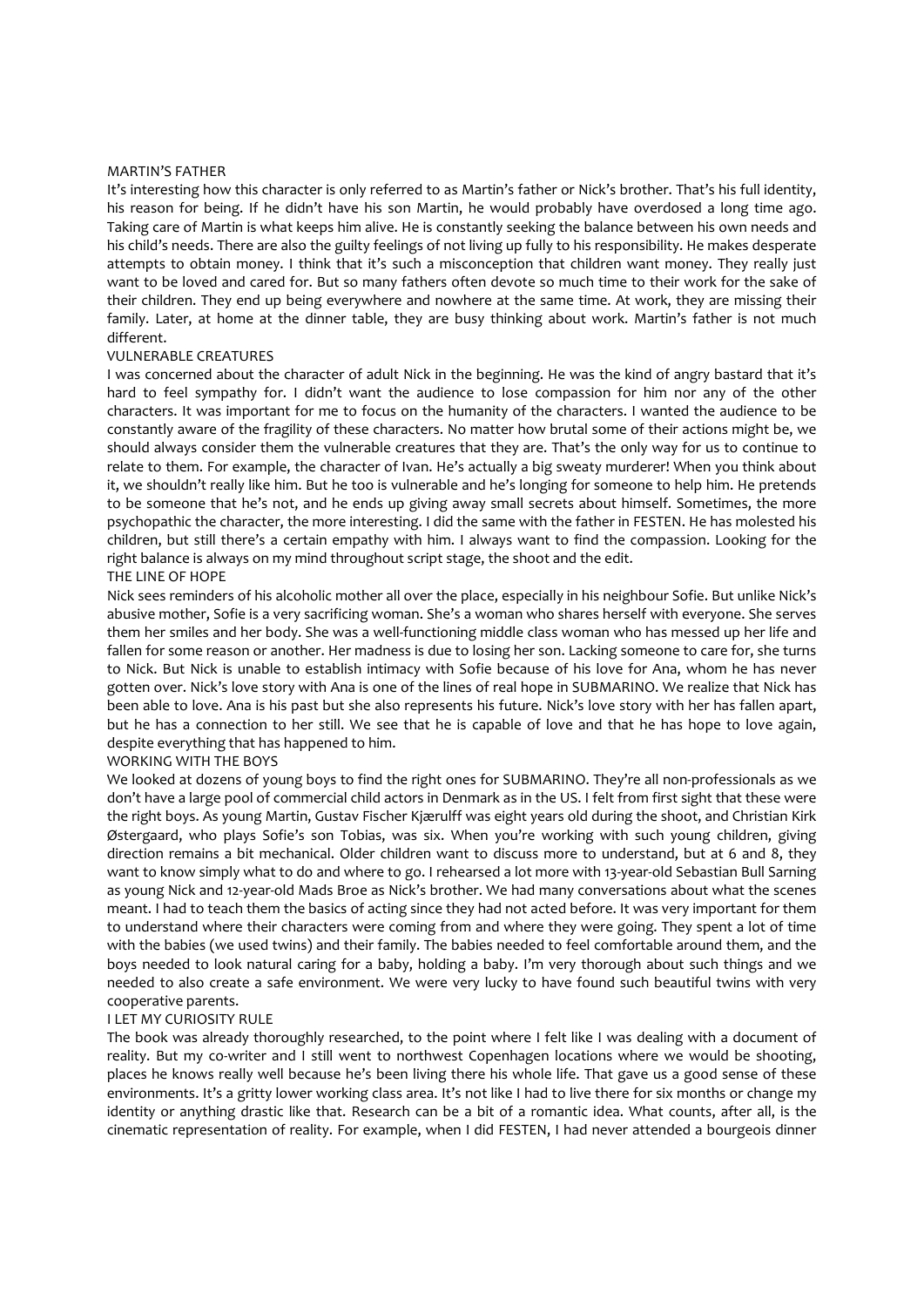## MARTIN'S FATHER

It's interesting how this character is only referred to as Martin's father or Nick's brother. That's his full identity, his reason for being. If he didn't have his son Martin, he would probably have overdosed a long time ago. Taking care of Martin is what keeps him alive. He is constantly seeking the balance between his own needs and his child's needs. There are also the guilty feelings of not living up fully to his responsibility. He makes desperate attempts to obtain money. I think that it's such a misconception that children want money. They really just want to be loved and cared for. But so many fathers often devote so much time to their work for the sake of their children. They end up being everywhere and nowhere at the same time. At work, they are missing their family. Later, at home at the dinner table, they are busy thinking about work. Martin's father is not much different.

## VULNERABLE CREATURES

I was concerned about the character of adult Nick in the beginning. He was the kind of angry bastard that it's hard to feel sympathy for. I didn't want the audience to lose compassion for him nor any of the other characters. It was important for me to focus on the humanity of the characters. I wanted the audience to be constantly aware of the fragility of these characters. No matter how brutal some of their actions might be, we should always consider them the vulnerable creatures that they are. That's the only way for us to continue to relate to them. For example, the character of Ivan. He's actually a big sweaty murderer! When you think about it, we shouldn't really like him. But he too is vulnerable and he's longing for someone to help him. He pretends to be someone that he's not, and he ends up giving away small secrets about himself. Sometimes, the more psychopathic the character, the more interesting. I did the same with the father in FESTEN. He has molested his children, but still there's a certain empathy with him. I always want to find the compassion. Looking for the right balance is always on my mind throughout script stage, the shoot and the edit.

## THE LINE OF HOPE

Nick sees reminders of his alcoholic mother all over the place, especially in his neighbour Sofie. But unlike Nick's abusive mother, Sofie is a very sacrificing woman. She's a woman who shares herself with everyone. She serves them her smiles and her body. She was a well-functioning middle class woman who has messed up her life and fallen for some reason or another. Her madness is due to losing her son. Lacking someone to care for, she turns to Nick. But Nick is unable to establish intimacy with Sofie because of his love for Ana, whom he has never gotten over. Nick's love story with Ana is one of the lines of real hope in SUBMARINO. We realize that Nick has been able to love. Ana is his past but she also represents his future. Nick's love story with her has fallen apart, but he has a connection to her still. We see that he is capable of love and that he has hope to love again, despite everything that has happened to him.

## WORKING WITH THE BOYS

We looked at dozens of young boys to find the right ones for SUBMARINO. They're all non-professionals as we don't have a large pool of commercial child actors in Denmark as in the US. I felt from first sight that these were the right boys. As young Martin, Gustav Fischer Kjærulff was eight years old during the shoot, and Christian Kirk Østergaard, who plays Sofie's son Tobias, was six. When you're working with such young children, giving direction remains a bit mechanical. Older children want to discuss more to understand, but at 6 and 8, they want to know simply what to do and where to go. I rehearsed a lot more with 13-year-old Sebastian Bull Sarning as young Nick and 12-year-old Mads Broe as Nick's brother. We had many conversations about what the scenes meant. I had to teach them the basics of acting since they had not acted before. It was very important for them to understand where their characters were coming from and where they were going. They spent a lot of time with the babies (we used twins) and their family. The babies needed to feel comfortable around them, and the boys needed to look natural caring for a baby, holding a baby. I'm very thorough about such things and we needed to also create a safe environment. We were very lucky to have found such beautiful twins with very cooperative parents.

## I LET MY CURIOSITY RULE

The book was already thoroughly researched, to the point where I felt like I was dealing with a document of reality. But my co-writer and I still went to northwest Copenhagen locations where we would be shooting, places he knows really well because he's been living there his whole life. That gave us a good sense of these environments. It's a gritty lower working class area. It's not like I had to live there for six months or change my identity or anything drastic like that. Research can be a bit of a romantic idea. What counts, after all, is the cinematic representation of reality. For example, when I did FESTEN, I had never attended a bourgeois dinner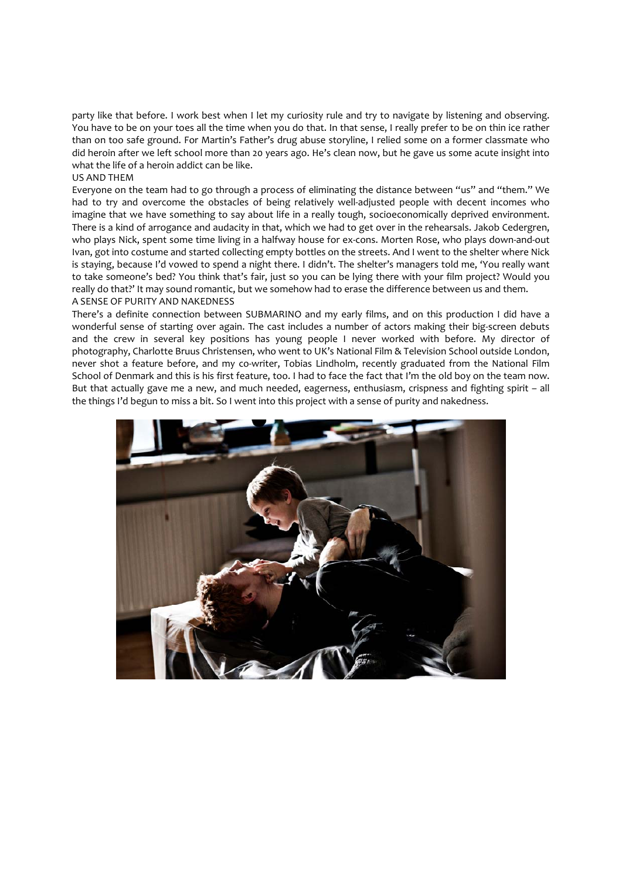party like that before. I work best when I let my curiosity rule and try to navigate by listening and observing. You have to be on your toes all the time when you do that. In that sense, I really prefer to be on thin ice rather than on too safe ground. For Martin's Father's drug abuse storyline, I relied some on a former classmate who did heroin after we left school more than 20 years ago. He's clean now, but he gave us some acute insight into what the life of a heroin addict can be like.

## US AND THEM

Everyone on the team had to go through a process of eliminating the distance between "us" and "them." We had to try and overcome the obstacles of being relatively well-adjusted people with decent incomes who imagine that we have something to say about life in a really tough, socioeconomically deprived environment. There is a kind of arrogance and audacity in that, which we had to get over in the rehearsals. Jakob Cedergren, who plays Nick, spent some time living in a halfway house for ex-cons. Morten Rose, who plays down-and-out Ivan, got into costume and started collecting empty bottles on the streets. And I went to the shelter where Nick is staying, because I'd vowed to spend a night there. I didn't. The shelter's managers told me, 'You really want to take someone's bed? You think that's fair, just so you can be lying there with your film project? Would you really do that?' It may sound romantic, but we somehow had to erase the difference between us and them.

## A SENSE OF PURITY AND NAKEDNESS

There's a definite connection between SUBMARINO and my early films, and on this production I did have a wonderful sense of starting over again. The cast includes a number of actors making their big-screen debuts and the crew in several key positions has young people I never worked with before. My director of photography, Charlotte Bruus Christensen, who went to UK's National Film & Television School outside London, never shot a feature before, and my co-writer, Tobias Lindholm, recently graduated from the National Film School of Denmark and this is his first feature, too. I had to face the fact that I'm the old boy on the team now. But that actually gave me a new, and much needed, eagerness, enthusiasm, crispness and fighting spirit – all the things I'd begun to miss a bit. So I went into this project with a sense of purity and nakedness.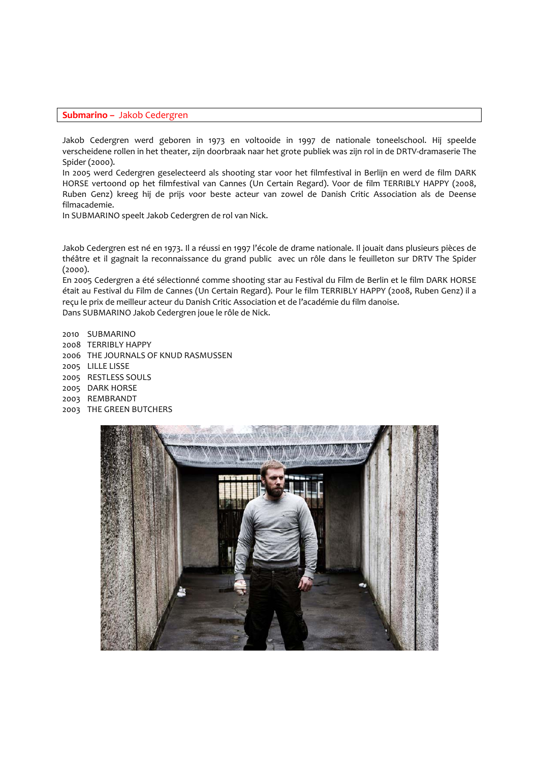**Submarino –** Jakob Cedergren

Jakob Cedergren werd geboren in 1973 en voltooide in 1997 de nationale toneelschool. Hij speelde verscheidene rollen in het theater, zijn doorbraak naar het grote publiek was zijn rol in de DRTV-dramaserie The Spider (2000).
In 2005 werd Cedergren geselecteerd als shooting star voor het filmfestival in Berlijn en werd de film DARK HORSE vertoond op het filmfestival van Cannes (Un Certain Regard). Voor de film TERRIBLY HAPPY (2008, Ruben Genz) kreeg hij de prijs voor beste acteur van zowel de Danish Critic Association als de Deense filmacademie.
In SUBMARINO speelt Jakob Cedergren de rol van Nick.

Jakob Cedergren est né en 1973. Il a réussi en 1997 l'école de drame nationale. Il jouait dans plusieurs pièces de théâtre et il gagnait la reconnaissance du grand public avec un rôle dans le feuilleton sur DRTV The Spider (2000).
En 2005 Cedergren a été sélectionné comme shooting star au Festival du Film de Berlin et le film DARK HORSE était au Festival du Film de Cannes (Un Certain Regard). Pour le film TERRIBLY HAPPY (2008, Ruben Genz) il a reçu le prix de meilleur acteur du Danish Critic Association et de l'académie du film danoise.
Dans SUBMARINO Jakob Cedergren joue le rôle de Nick.

2010 SUBMARINO
2008 TERRIBLY HAPPY
2006 THE JOURNALS OF KNUD RASMUSSEN
2005 LILLE LISSE
2005 RESTLESS SOULS
2005 DARK HORSE
2003 REMBRANDT
2003 THE GREEN BUTCHERS